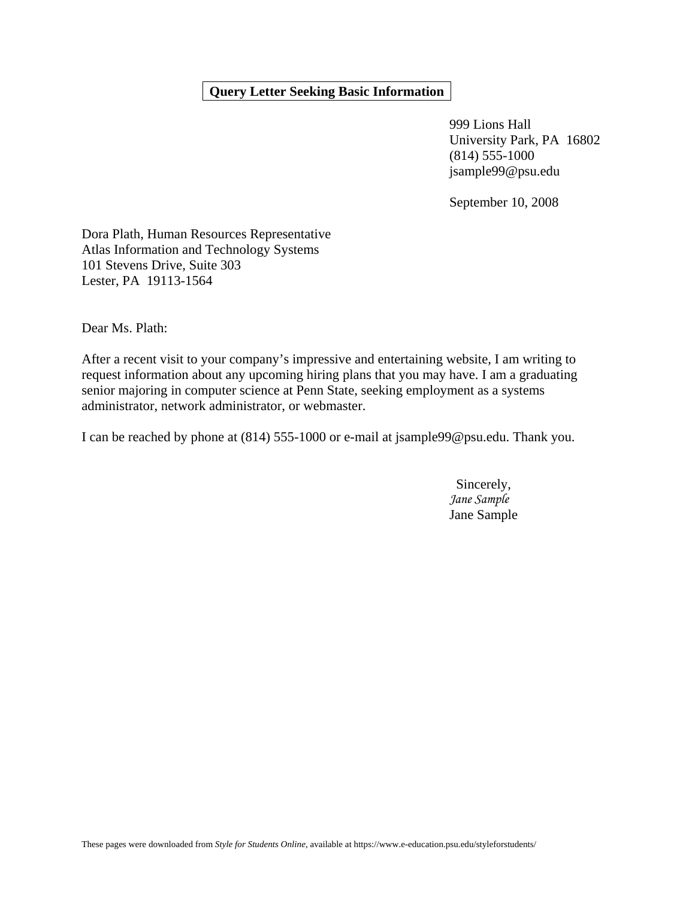**Query Letter Seeking Basic Information**

999 Lions Hall
University Park, PA 16802
(814) 555-1000
jsample99@psu.edu

September 10, 2008

Dora Plath, Human Resources Representative
Atlas Information and Technology Systems
101 Stevens Drive, Suite 303
Lester, PA 19113-1564

Dear Ms. Plath:

After a recent visit to your company's impressive and entertaining website, I am writing to request information about any upcoming hiring plans that you may have. I am a graduating senior majoring in computer science at Penn State, seeking employment as a systems administrator, network administrator, or webmaster.

I can be reached by phone at (814) 555-1000 or e-mail at jsample99@psu.edu. Thank you.

Sincerely,
*Jane Sample*
Jane Sample

These pages were downloaded from *Style for Students Online*, available at https://www.e-education.psu.edu/styleforstudents/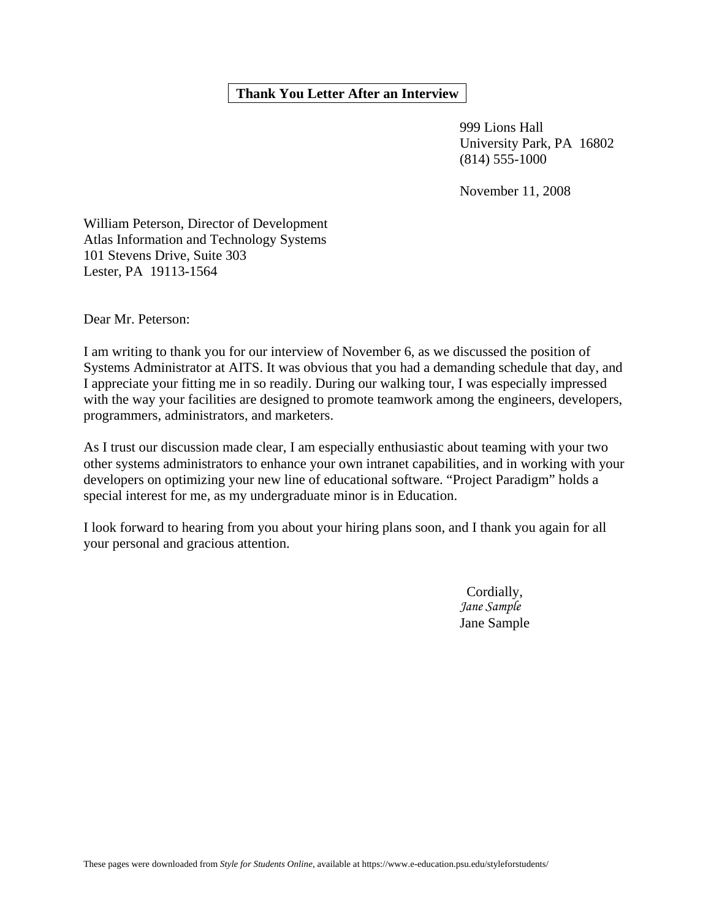**Thank You Letter After an Interview**

999 Lions Hall
University Park, PA 16802
(814) 555-1000

November 11, 2008

William Peterson, Director of Development
Atlas Information and Technology Systems
101 Stevens Drive, Suite 303
Lester, PA 19113-1564

Dear Mr. Peterson:

I am writing to thank you for our interview of November 6, as we discussed the position of Systems Administrator at AITS. It was obvious that you had a demanding schedule that day, and I appreciate your fitting me in so readily. During our walking tour, I was especially impressed with the way your facilities are designed to promote teamwork among the engineers, developers, programmers, administrators, and marketers.

As I trust our discussion made clear, I am especially enthusiastic about teaming with your two other systems administrators to enhance your own intranet capabilities, and in working with your developers on optimizing your new line of educational software. "Project Paradigm" holds a special interest for me, as my undergraduate minor is in Education.

I look forward to hearing from you about your hiring plans soon, and I thank you again for all your personal and gracious attention.

Cordially,
*Jane Sample*
Jane Sample

These pages were downloaded from *Style for Students Online*, available at https://www.e-education.psu.edu/styleforstudents/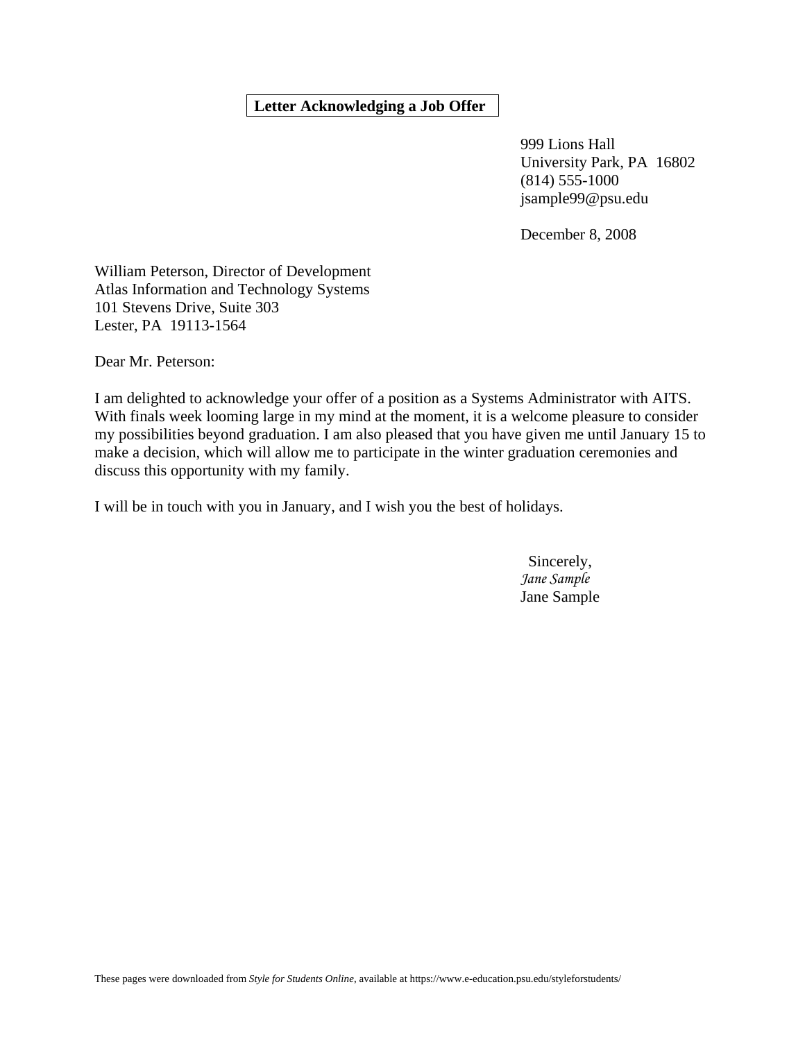**Letter Acknowledging a Job Offer**

999 Lions Hall
University Park, PA 16802
(814) 555-1000
jsample99@psu.edu

December 8, 2008

William Peterson, Director of Development
Atlas Information and Technology Systems
101 Stevens Drive, Suite 303
Lester, PA 19113-1564

Dear Mr. Peterson:

I am delighted to acknowledge your offer of a position as a Systems Administrator with AITS. With finals week looming large in my mind at the moment, it is a welcome pleasure to consider my possibilities beyond graduation. I am also pleased that you have given me until January 15 to make a decision, which will allow me to participate in the winter graduation ceremonies and discuss this opportunity with my family.

I will be in touch with you in January, and I wish you the best of holidays.

Sincerely,
*Jane Sample*
Jane Sample

These pages were downloaded from *Style for Students Online*, available at https://www.e-education.psu.edu/styleforstudents/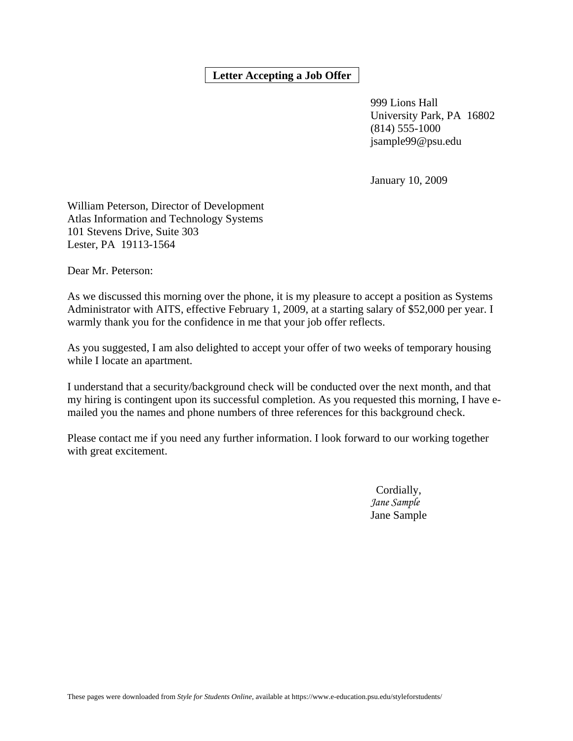**Letter Accepting a Job Offer**

999 Lions Hall
University Park, PA 16802
(814) 555-1000
jsample99@psu.edu

January 10, 2009

William Peterson, Director of Development
Atlas Information and Technology Systems
101 Stevens Drive, Suite 303
Lester, PA 19113-1564

Dear Mr. Peterson:

As we discussed this morning over the phone, it is my pleasure to accept a position as Systems Administrator with AITS, effective February 1, 2009, at a starting salary of $52,000 per year. I warmly thank you for the confidence in me that your job offer reflects.

As you suggested, I am also delighted to accept your offer of two weeks of temporary housing while I locate an apartment.

I understand that a security/background check will be conducted over the next month, and that my hiring is contingent upon its successful completion. As you requested this morning, I have e-mailed you the names and phone numbers of three references for this background check.

Please contact me if you need any further information. I look forward to our working together with great excitement.

Cordially,
*Jane Sample*
Jane Sample

These pages were downloaded from *Style for Students Online*, available at https://www.e-education.psu.edu/styleforstudents/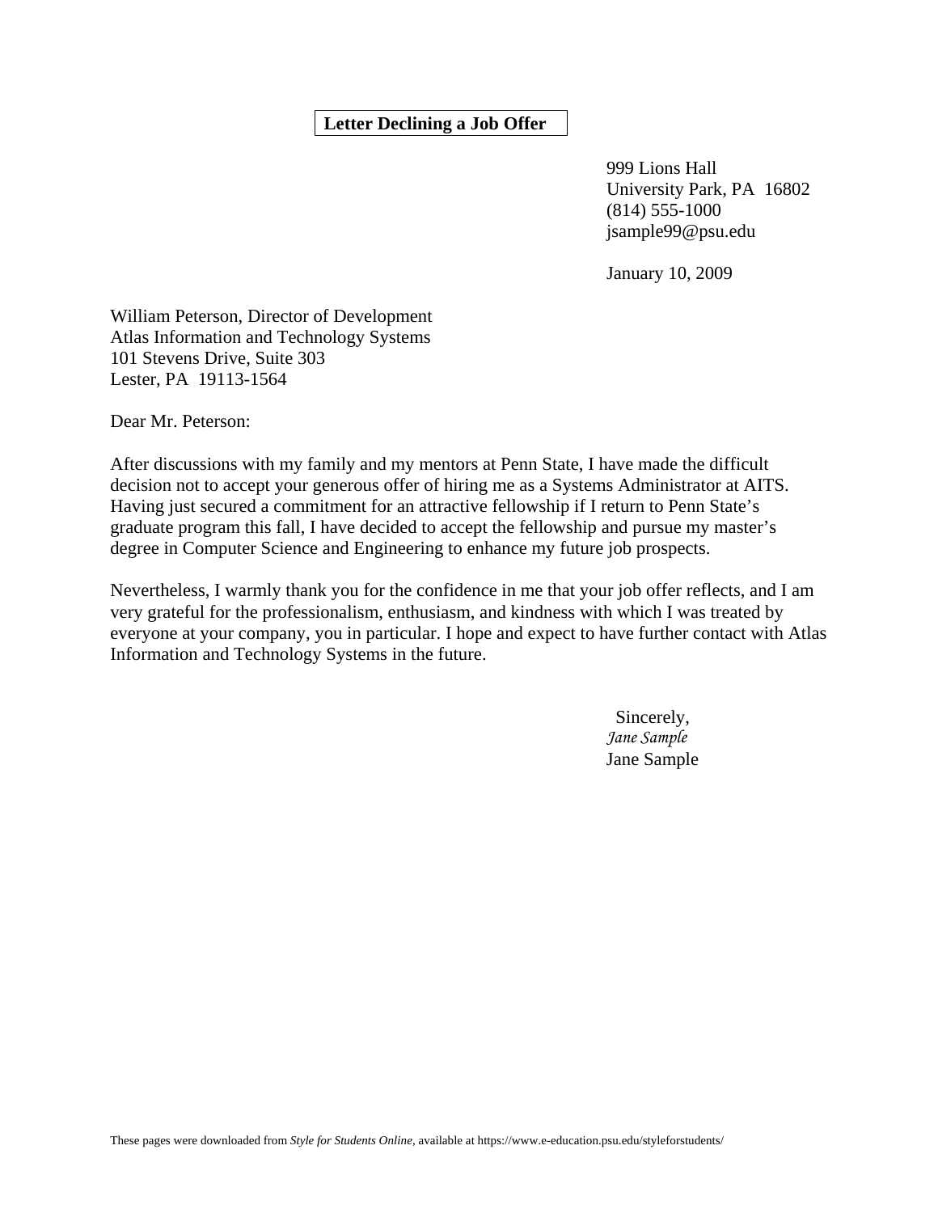**Letter Declining a Job Offer**

999 Lions Hall
University Park, PA  16802
(814) 555-1000
jsample99@psu.edu

January 10, 2009

William Peterson, Director of Development
Atlas Information and Technology Systems
101 Stevens Drive, Suite 303
Lester, PA  19113-1564

Dear Mr. Peterson:

After discussions with my family and my mentors at Penn State, I have made the difficult decision not to accept your generous offer of hiring me as a Systems Administrator at AITS. Having just secured a commitment for an attractive fellowship if I return to Penn State's graduate program this fall, I have decided to accept the fellowship and pursue my master's degree in Computer Science and Engineering to enhance my future job prospects.

Nevertheless, I warmly thank you for the confidence in me that your job offer reflects, and I am very grateful for the professionalism, enthusiasm, and kindness with which I was treated by everyone at your company, you in particular. I hope and expect to have further contact with Atlas Information and Technology Systems in the future.

Sincerely,
*Jane Sample*
Jane Sample

These pages were downloaded from *Style for Students Online*, available at https://www.e-education.psu.edu/styleforstudents/